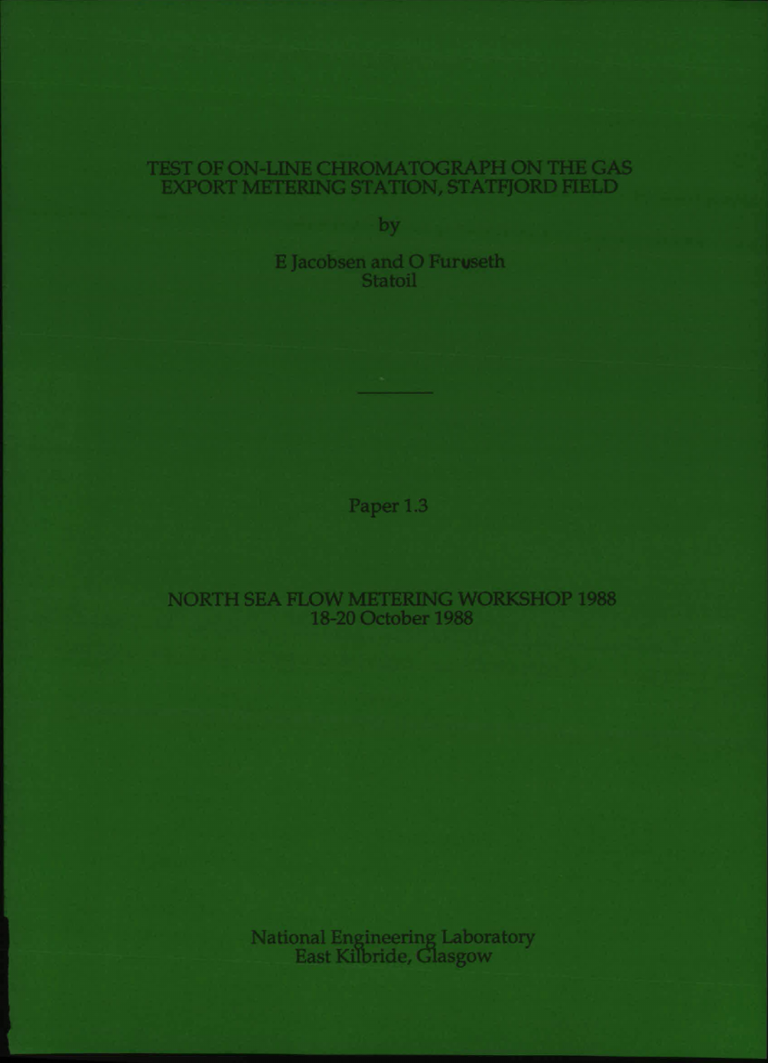# TEST OF ON-LINE CHROMATOGRAPH ON THE GAS EXPORT METERING STATION, STATFJORD FIELD

by

E Jacobsen and O Furuseth
Statoil

---

Paper 1.3

NORTH SEA FLOW METERING WORKSHOP 1988
18-20 October 1988

National Engineering Laboratory
East Kilbride, Glasgow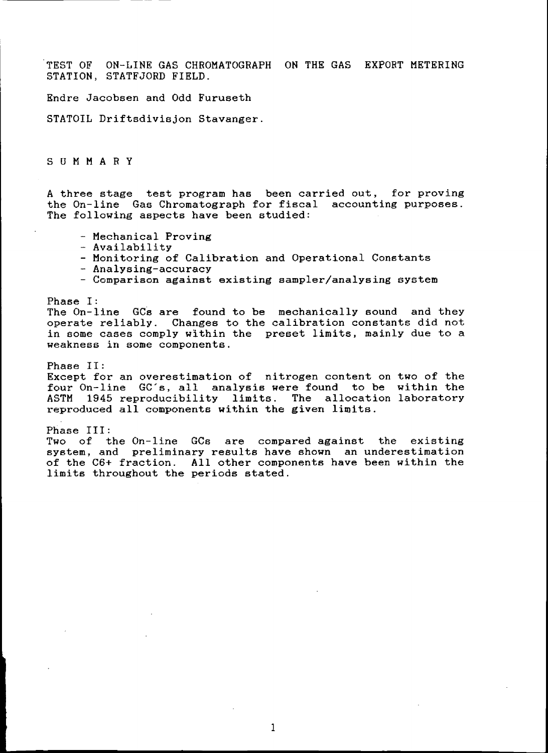# TEST OF ON-LINE GAS CHROMATOGRAPH ON THE GAS EXPORT METERING STATION, STATFJORD FIELD.

Endre Jacobsen and Odd Furuseth

STATOIL Driftsdivisjon Stavanger.

## SUMMARY

A three stage test program has been carried out, for proving the On-line Gas Chromatograph for fiscal accounting purposes. The following aspects have been studied:

- Mechanical Proving
- Availability
- Monitoring of Calibration and Operational Constants
- Analysing-accuracy
- Comparison against existing sampler/analysing system

Phase I:
The On-line GCs are found to be mechanically sound and they operate reliably. Changes to the calibration constants did not in some cases comply within the preset limits, mainly due to a weakness in some components.

Phase II:
Except for an overestimation of nitrogen content on two of the four On-line GC's, all analysis were found to be within the ASTM 1945 reproducibility limits. The allocation laboratory reproduced all components within the given limits.

Phase III:
Two of the On-line GCs are compared against the existing system, and preliminary results have shown an underestimation of the C6+ fraction. All other components have been within the limits throughout the periods stated.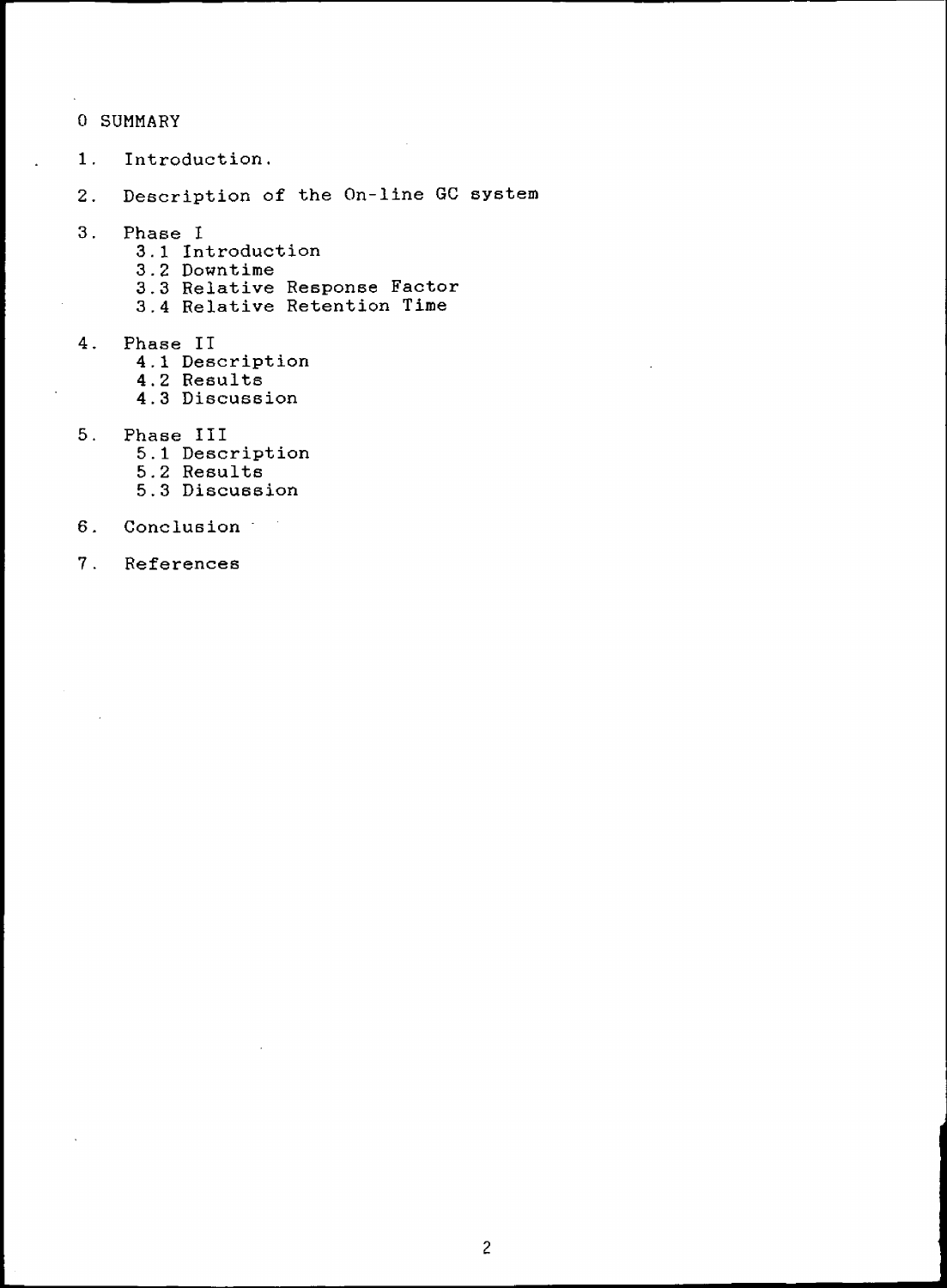0 SUMMARY

1. Introduction.

2. Description of the On-line GC system

3. Phase I
   - 3.1 Introduction
   - 3.2 Downtime
   - 3.3 Relative Response Factor
   - 3.4 Relative Retention Time

4. Phase II
   - 4.1 Description
   - 4.2 Results
   - 4.3 Discussion

5. Phase III
   - 5.1 Description
   - 5.2 Results
   - 5.3 Discussion

6. Conclusion

7. References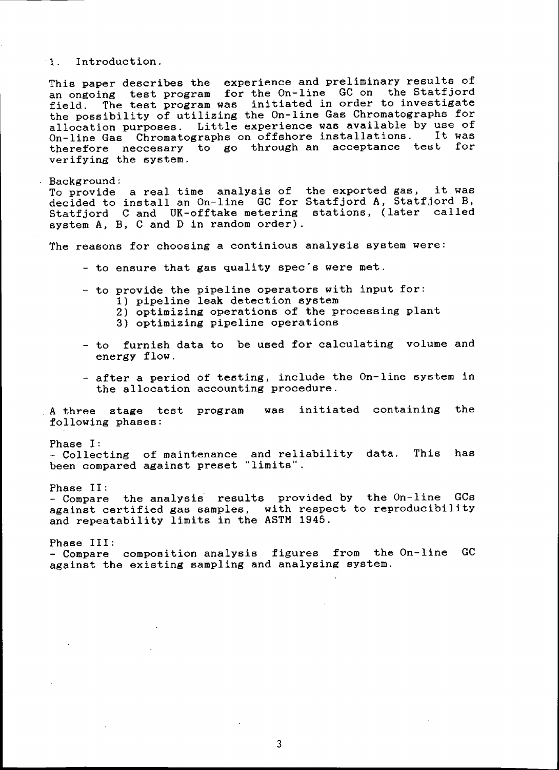# 1. Introduction.

This paper describes the experience and preliminary results of an ongoing test program for the On-line GC on the Statfjord field. The test program was initiated in order to investigate the possibility of utilizing the On-line Gas Chromatographs for allocation purposes. Little experience was available by use of On-line Gas Chromatographs on offshore installations. It was therefore neccesary to go through an acceptance test for verifying the system.

Background:
To provide a real time analysis of the exported gas, it was decided to install an On-line GC for Statfjord A, Statfjord B, Statfjord C and UK-offtake metering stations, (later called system A, B, C and D in random order).

The reasons for choosing a continious analysis system were:

- to ensure that gas quality spec's were met.
- to provide the pipeline operators with input for:
  1) pipeline leak detection system
  2) optimizing operations of the processing plant
  3) optimizing pipeline operations
- to furnish data to be used for calculating volume and energy flow.
- after a period of testing, include the On-line system in the allocation accounting procedure.

A three stage test program was initiated containing the following phases:

Phase I:
- Collecting of maintenance and reliability data. This has been compared against preset "limits".

Phase II:
- Compare the analysis results provided by the On-line GCs against certified gas samples, with respect to reproducibility and repeatability limits in the ASTM 1945.

Phase III:
- Compare composition analysis figures from the On-line GC against the existing sampling and analysing system.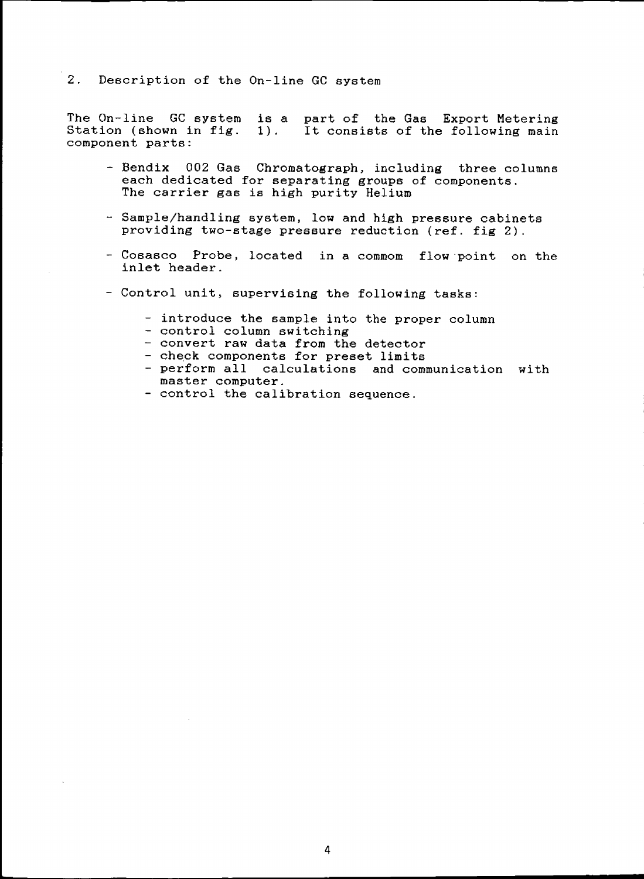## 2. Description of the On-line GC system

The On-line GC system is a part of the Gas Export Metering Station (shown in fig. 1). It consists of the following main component parts:

- Bendix 002 Gas Chromatograph, including three columns each dedicated for separating groups of components. The carrier gas is high purity Helium
- Sample/handling system, low and high pressure cabinets providing two-stage pressure reduction (ref. fig 2).
- Cosasco Probe, located in a commom flow point on the inlet header.
- Control unit, supervising the following tasks:
  - introduce the sample into the proper column
  - control column switching
  - convert raw data from the detector
  - check components for preset limits
  - perform all calculations and communication with master computer.
  - control the calibration sequence.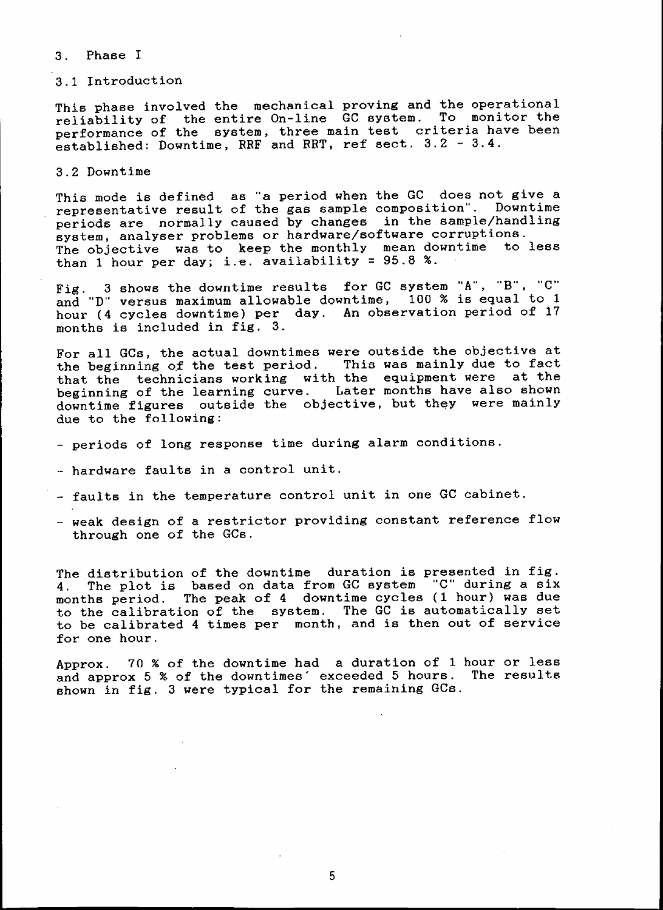## 3. Phase I

### 3.1 Introduction

This phase involved the mechanical proving and the operational reliability of the entire On-line GC system. To monitor the performance of the system, three main test criteria have been established: Downtime, RRF and RRT, ref sect. 3.2 - 3.4.

### 3.2 Downtime

This mode is defined as "a period when the GC does not give a representative result of the gas sample composition". Downtime periods are normally caused by changes in the sample/handling system, analyser problems or hardware/software corruptions. The objective was to keep the monthly mean downtime to less than 1 hour per day; i.e. availability = 95.8 %.

Fig. 3 shows the downtime results for GC system "A", "B", "C" and "D" versus maximum allowable downtime, 100 % is equal to 1 hour (4 cycles downtime) per day. An observation period of 17 months is included in fig. 3.

For all GCs, the actual downtimes were outside the objective at the beginning of the test period. This was mainly due to fact that the technicians working with the equipment were at the beginning of the learning curve. Later months have also shown downtime figures outside the objective, but they were mainly due to the following:

- periods of long response time during alarm conditions.
- hardware faults in a control unit.
- faults in the temperature control unit in one GC cabinet.
- weak design of a restrictor providing constant reference flow through one of the GCs.

The distribution of the downtime duration is presented in fig. 4. The plot is based on data from GC system "C" during a six months period. The peak of 4 downtime cycles (1 hour) was due to the calibration of the system. The GC is automatically set to be calibrated 4 times per month, and is then out of service for one hour.

Approx. 70 % of the downtime had a duration of 1 hour or less and approx 5 % of the downtimes´ exceeded 5 hours. The results shown in fig. 3 were typical for the remaining GCs.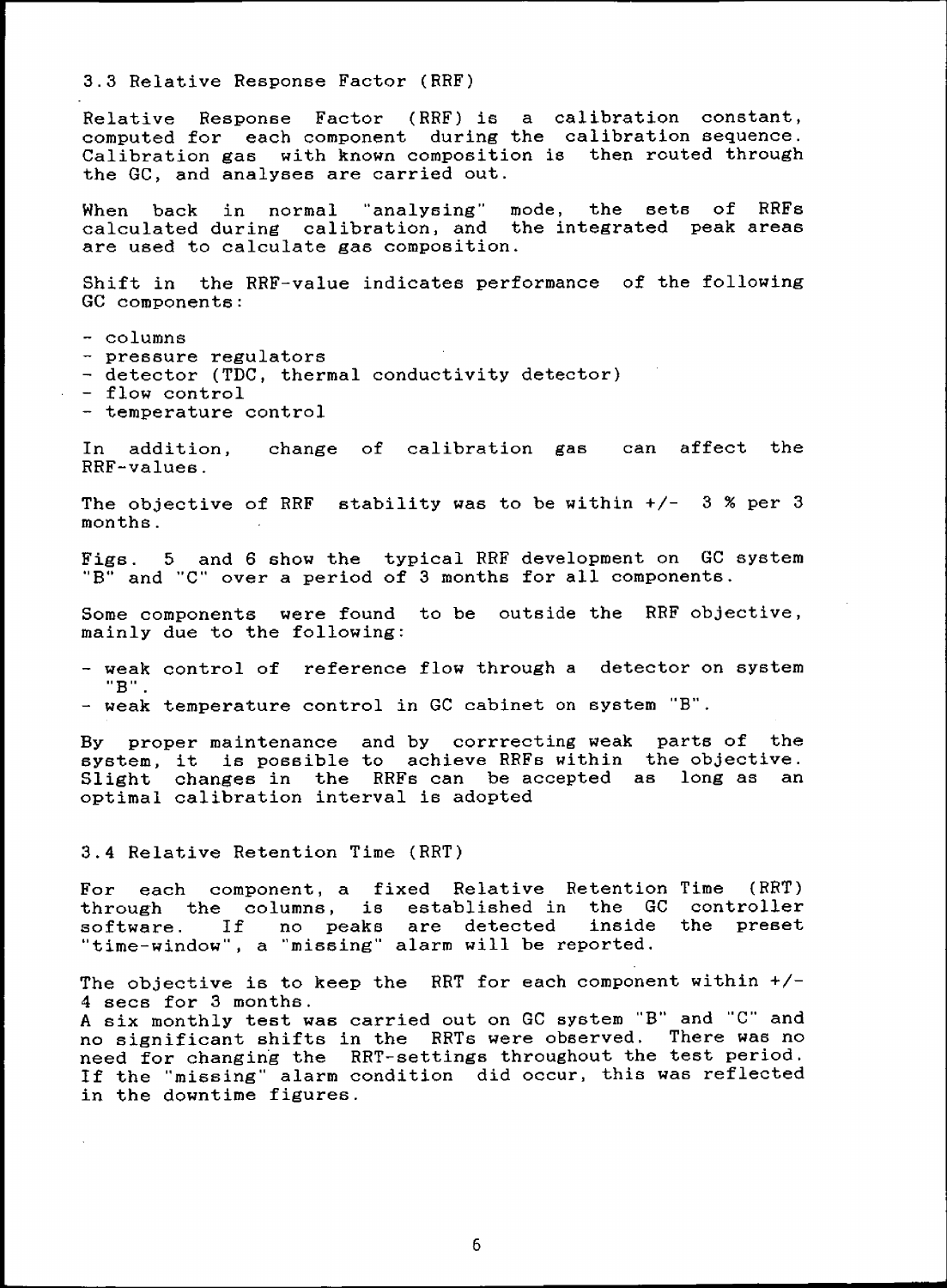### 3.3 Relative Response Factor (RRF)

Relative Response Factor (RRF) is a calibration constant, computed for each component during the calibration sequence. Calibration gas with known composition is then routed through the GC, and analyses are carried out.

When back in normal "analysing" mode, the sets of RRFs calculated during calibration, and the integrated peak areas are used to calculate gas composition.

Shift in the RRF-value indicates performance of the following GC components:

- columns
- pressure regulators
- detector (TDC, thermal conductivity detector)
- flow control
- temperature control

In addition, change of calibration gas can affect the RRF-values.

The objective of RRF stability was to be within +/- 3 % per 3 months.

Figs. 5 and 6 show the typical RRF development on GC system "B" and "C" over a period of 3 months for all components.

Some components were found to be outside the RRF objective, mainly due to the following:

- weak control of reference flow through a detector on system "B".
- weak temperature control in GC cabinet on system "B".

By proper maintenance and by corrrecting weak parts of the system, it is possible to achieve RRFs within the objective. Slight changes in the RRFs can be accepted as long as an optimal calibration interval is adopted

### 3.4 Relative Retention Time (RRT)

For each component, a fixed Relative Retention Time (RRT) through the columns, is established in the GC controller software. If no peaks are detected inside the preset "time-window", a "missing" alarm will be reported.

The objective is to keep the RRT for each component within +/- 4 secs for 3 months.
A six monthly test was carried out on GC system "B" and "C" and no significant shifts in the RRTs were observed. There was no need for changing the RRT-settings throughout the test period. If the "missing" alarm condition did occur, this was reflected in the downtime figures.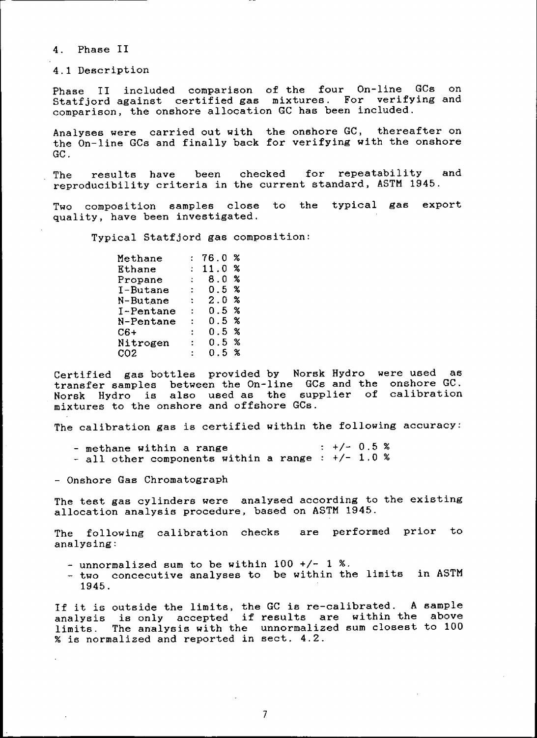# 4. Phase II

## 4.1 Description

Phase II included comparison of the four On-line GCs on Statfjord against certified gas mixtures. For verifying and comparison, the onshore allocation GC has been included.

Analyses were carried out with the onshore GC, thereafter on the On-line GCs and finally back for verifying with the onshore GC.

The results have been checked for repeatability and reproducibility criteria in the current standard, ASTM 1945.

Two composition samples close to the typical gas export quality, have been investigated.

Typical Statfjord gas composition:

| Component | | Value |
|---|---|---|
| Methane | : | 76.0 % |
| Ethane | : | 11.0 % |
| Propane | : | 8.0 % |
| I-Butane | : | 0.5 % |
| N-Butane | : | 2.0 % |
| I-Pentane | : | 0.5 % |
| N-Pentane | : | 0.5 % |
| C6+ | : | 0.5 % |
| Nitrogen | : | 0.5 % |
| $CO_2$ | : | 0.5 % |

Certified gas bottles provided by Norsk Hydro were used as transfer samples between the On-line GCs and the onshore GC. Norsk Hydro is also used as the supplier of calibration mixtures to the onshore and offshore GCs.

The calibration gas is certified within the following accuracy:

- methane within a range : +/- 0.5 %
- all other components within a range : +/- 1.0 %

- Onshore Gas Chromatograph

The test gas cylinders were analysed according to the existing allocation analysis procedure, based on ASTM 1945.

The following calibration checks are performed prior to analysing:

- unnormalized sum to be within 100 +/- 1 %.
- two concecutive analyses to be within the limits in ASTM 1945.

If it is outside the limits, the GC is re-calibrated. A sample analysis is only accepted if results are within the above limits. The analysis with the unnormalized sum closest to 100 % is normalized and reported in sect. 4.2.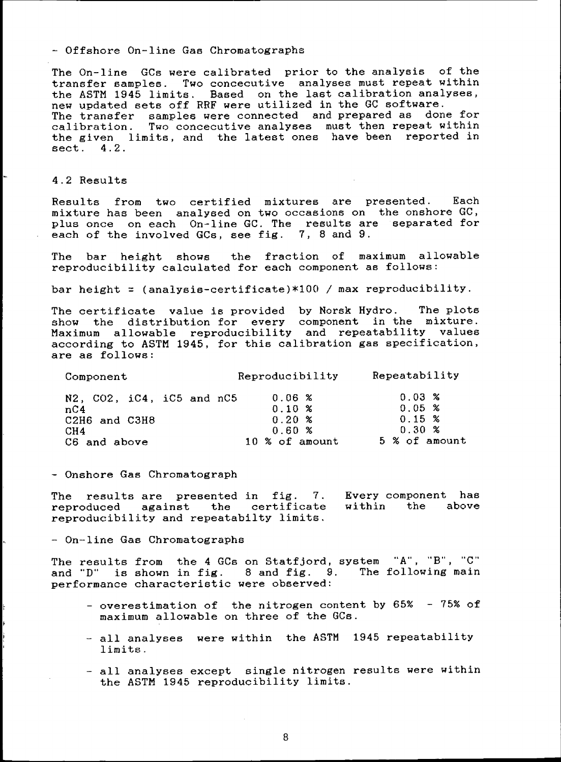- Offshore On-line Gas Chromatographs

The On-line GCs were calibrated prior to the analysis of the transfer samples. Two concecutive analyses must repeat within the ASTM 1945 limits. Based on the last calibration analyses, new updated sets off RRF were utilized in the GC software. The transfer samples were connected and prepared as done for calibration. Two concecutive analyses must then repeat within the given limits, and the latest ones have been reported in sect. 4.2.

## 4.2 Results

Results from two certified mixtures are presented. Each mixture has been analysed on two occasions on the onshore GC, plus once on each On-line GC. The results are separated for each of the involved GCs, see fig. 7, 8 and 9.

The bar height shows the fraction of maximum allowable reproducibility calculated for each component as follows:

bar height = (analysis-certificate)*100 / max reproducibility.

The certificate value is provided by Norsk Hydro. The plots show the distribution for every component in the mixture. Maximum allowable reproducibility and repeatability values according to ASTM 1945, for this calibration gas specification, are as follows:

| Component | Reproducibility | Repeatability |
|---|---|---|
| $N_2$, $CO_2$, iC4, iC5 and nC5 | 0.06 % | 0.03 % |
| nC4 | 0.10 % | 0.05 % |
| $C_2H_6$ and $C_3H_8$ | 0.20 % | 0.15 % |
| $CH_4$ | 0.60 % | 0.30 % |
| C6 and above | 10 % of amount | 5 % of amount |

- Onshore Gas Chromatograph

The results are presented in fig. 7. Every component has reproduced against the certificate within the above reproducibility and repeatabilty limits.

- On-line Gas Chromatographs

The results from the 4 GCs on Statfjord, system "A", "B", "C" and "D" is shown in fig. 8 and fig. 9. The following main performance characteristic were observed:

- overestimation of the nitrogen content by 65% - 75% of maximum allowable on three of the GCs.
- all analyses were within the ASTM 1945 repeatability limits.
- all analyses except single nitrogen results were within the ASTM 1945 reproducibility limits.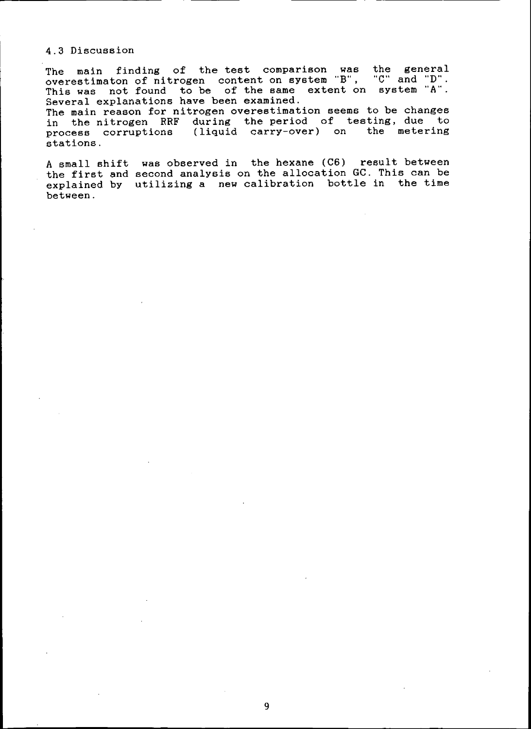## 4.3 Discussion

The main finding of the test comparison was the general overestimaton of nitrogen content on system "B", "C" and "D". This was not found to be of the same extent on system "A". Several explanations have been examined.
The main reason for nitrogen overestimation seems to be changes in the nitrogen RRF during the period of testing, due to process corruptions (liquid carry-over) on the metering stations.

A small shift was observed in the hexane (C6) result between the first and second analysis on the allocation GC. This can be explained by utilizing a new calibration bottle in the time between.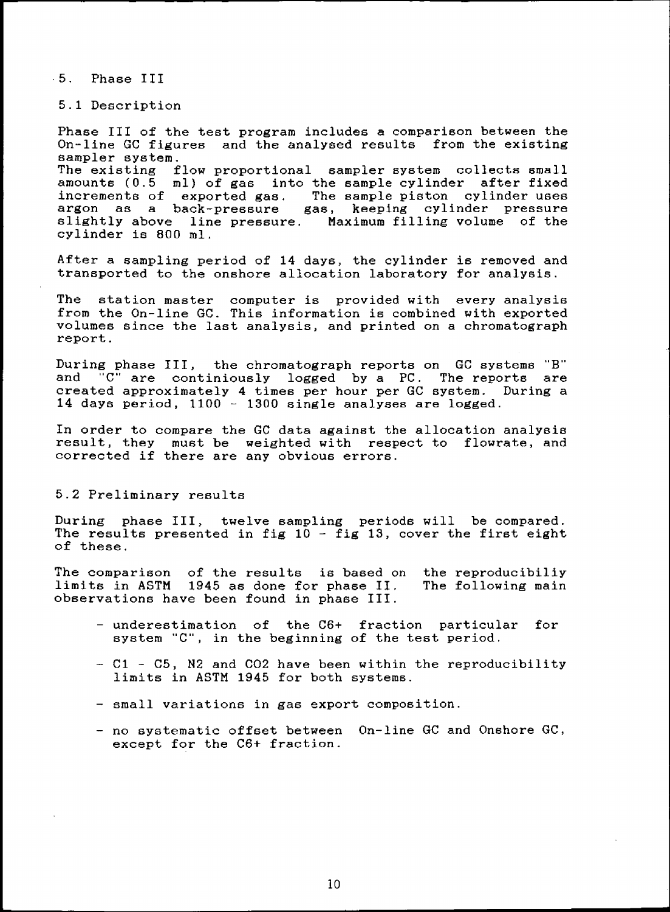# 5. Phase III

## 5.1 Description

Phase III of the test program includes a comparison between the On-line GC figures and the analysed results from the existing sampler system.
The existing flow proportional sampler system collects small amounts (0.5 ml) of gas into the sample cylinder after fixed increments of exported gas. The sample piston cylinder uses argon as a back-pressure gas, keeping cylinder pressure slightly above line pressure. Maximum filling volume of the cylinder is 800 ml.

After a sampling period of 14 days, the cylinder is removed and transported to the onshore allocation laboratory for analysis.

The station master computer is provided with every analysis from the On-line GC. This information is combined with exported volumes since the last analysis, and printed on a chromatograph report.

During phase III, the chromatograph reports on GC systems "B" and "C" are continiously logged by a PC. The reports are created approximately 4 times per hour per GC system. During a 14 days period, 1100 - 1300 single analyses are logged.

In order to compare the GC data against the allocation analysis result, they must be weighted with respect to flowrate, and corrected if there are any obvious errors.

## 5.2 Preliminary results

During phase III, twelve sampling periods will be compared. The results presented in fig 10 - fig 13, cover the first eight of these.

The comparison of the results is based on the reproducibiliy limits in ASTM 1945 as done for phase II. The following main observations have been found in phase III.

- underestimation of the C6+ fraction particular for system "C", in the beginning of the test period.
- C1 - C5, N2 and CO2 have been within the reproducibility limits in ASTM 1945 for both systems.
- small variations in gas export composition.
- no systematic offset between On-line GC and Onshore GC, except for the C6+ fraction.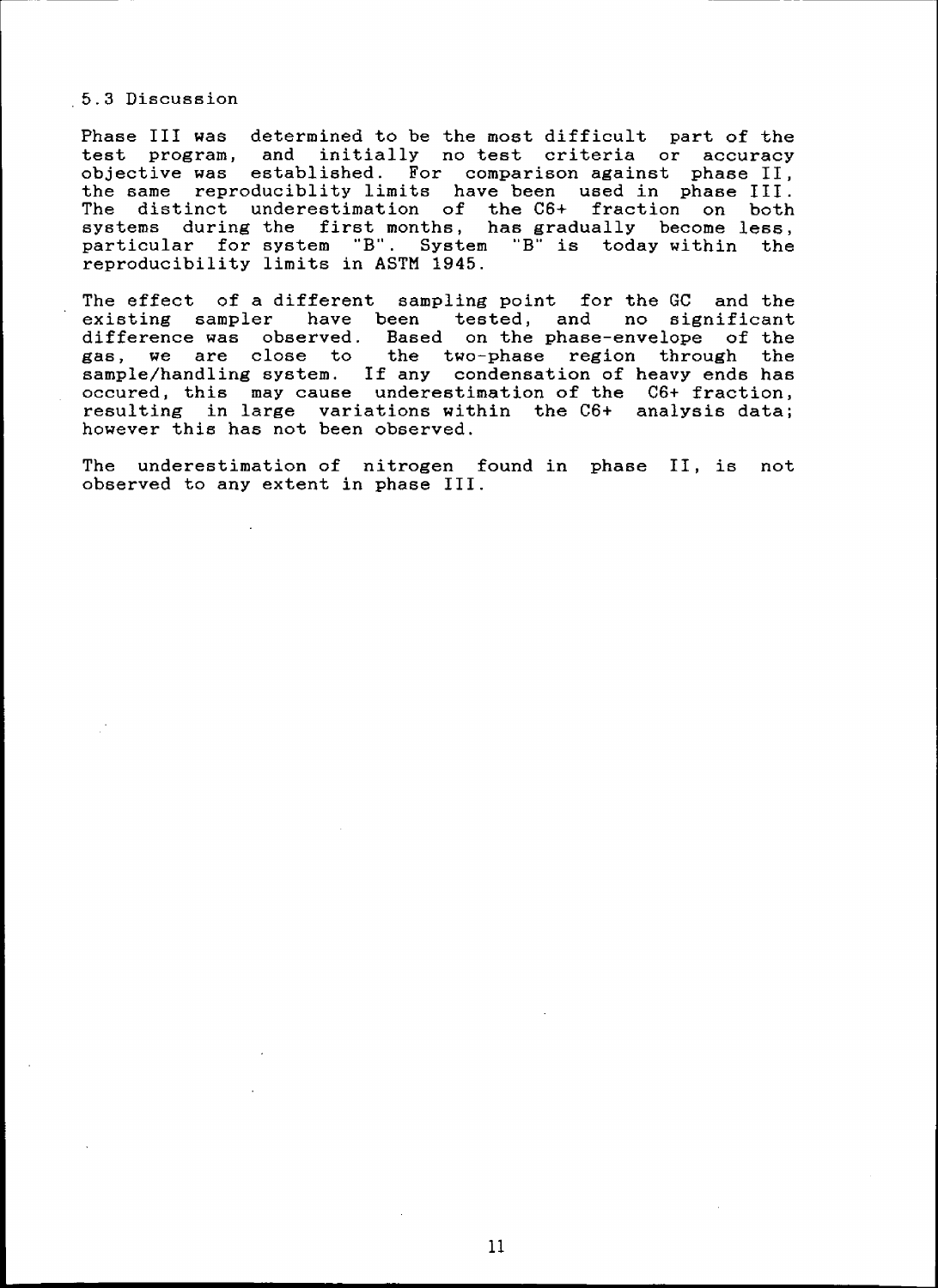## 5.3 Discussion

Phase III was determined to be the most difficult part of the test program, and initially no test criteria or accuracy objective was established. For comparison against phase II, the same reproduciblity limits have been used in phase III. The distinct underestimation of the C6+ fraction on both systems during the first months, has gradually become less, particular for system "B". System "B" is today within the reproducibility limits in ASTM 1945.

The effect of a different sampling point for the GC and the existing sampler have been tested, and no significant difference was observed. Based on the phase-envelope of the gas, we are close to the two-phase region through the sample/handling system. If any condensation of heavy ends has occured, this may cause underestimation of the C6+ fraction, resulting in large variations within the C6+ analysis data; however this has not been observed.

The underestimation of nitrogen found in phase II, is not observed to any extent in phase III.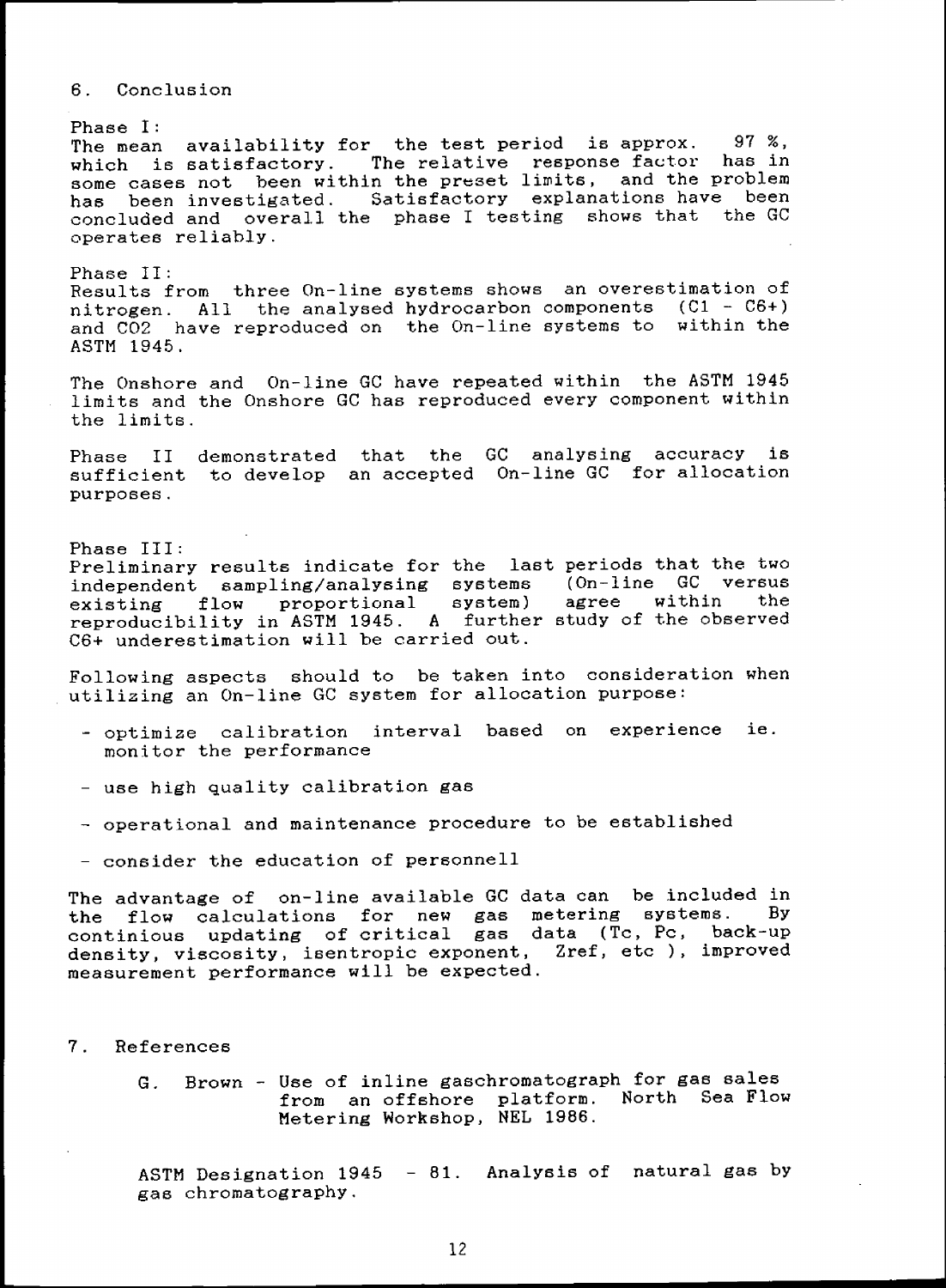## 6. Conclusion

Phase I:
The mean availability for the test period is approx. 97 %, which is satisfactory. The relative response factor has in some cases not been within the preset limits, and the problem has been investigated. Satisfactory explanations have been concluded and overall the phase I testing shows that the GC operates reliably.

Phase II:
Results from three On-line systems shows an overestimation of nitrogen. All the analysed hydrocarbon components (C1 - C6+) and $CO_2$ have reproduced on the On-line systems to within the ASTM 1945.

The Onshore and On-line GC have repeated within the ASTM 1945 limits and the Onshore GC has reproduced every component within the limits.

Phase II demonstrated that the GC analysing accuracy is sufficient to develop an accepted On-line GC for allocation purposes.

Phase III:
Preliminary results indicate for the last periods that the two independent sampling/analysing systems (On-line GC versus existing flow proportional system) agree within the reproducibility in ASTM 1945. A further study of the observed C6+ underestimation will be carried out.

Following aspects should to be taken into consideration when utilizing an On-line GC system for allocation purpose:

- optimize calibration interval based on experience ie. monitor the performance
- use high quality calibration gas
- operational and maintenance procedure to be established
- consider the education of personnell

The advantage of on-line available GC data can be included in the flow calculations for new gas metering systems. By continious updating of critical gas data ($T_c$, $P_c$, back-up density, viscosity, isentropic exponent, $Z_{ref}$, etc ), improved measurement performance will be expected.

## 7. References

G. Brown - Use of inline gaschromatograph for gas sales from an offshore platform. North Sea Flow Metering Workshop, NEL 1986.

ASTM Designation 1945 - 81. Analysis of natural gas by gas chromatography.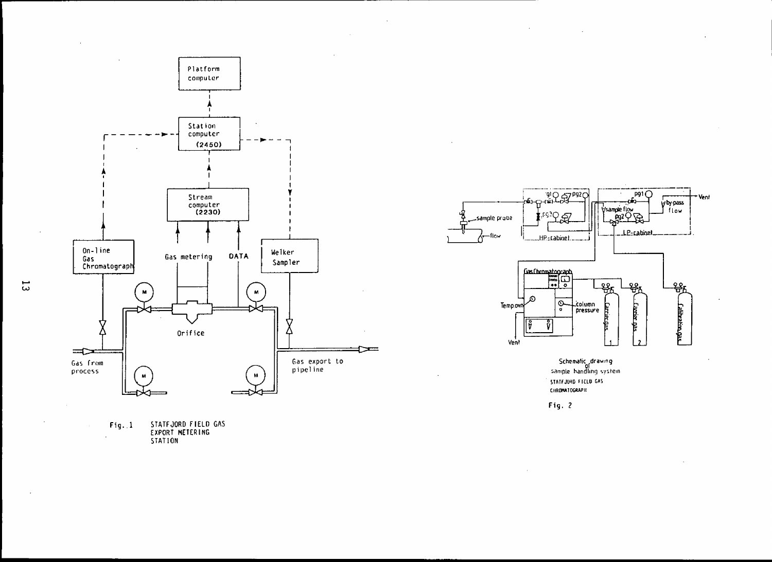Fig. 1 STATFJORD FIELD GAS EXPORT METERING STATION

Schematic drawing of sample handling system STATFJORD FIELD GAS CHROMATOGRAPH

Fig. 2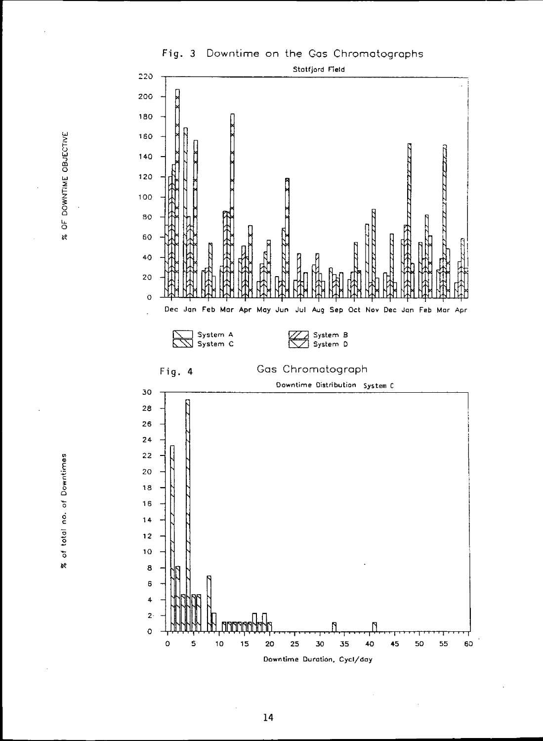Fig. 3 Downtime on the Gas Chromatographs

Statfjord Field

% OF DOWNTIME OBJECTIVE

Dec Jan Feb Mar Apr May Jun Jul Aug Sep Oct Nov Dec Jan Feb Mar Apr

System A
System C
System B
System D

Fig. 4 Gas Chromatograph

Downtime Distribution System C

% of total no. of Downtimes

Downtime Duration, Cycl/day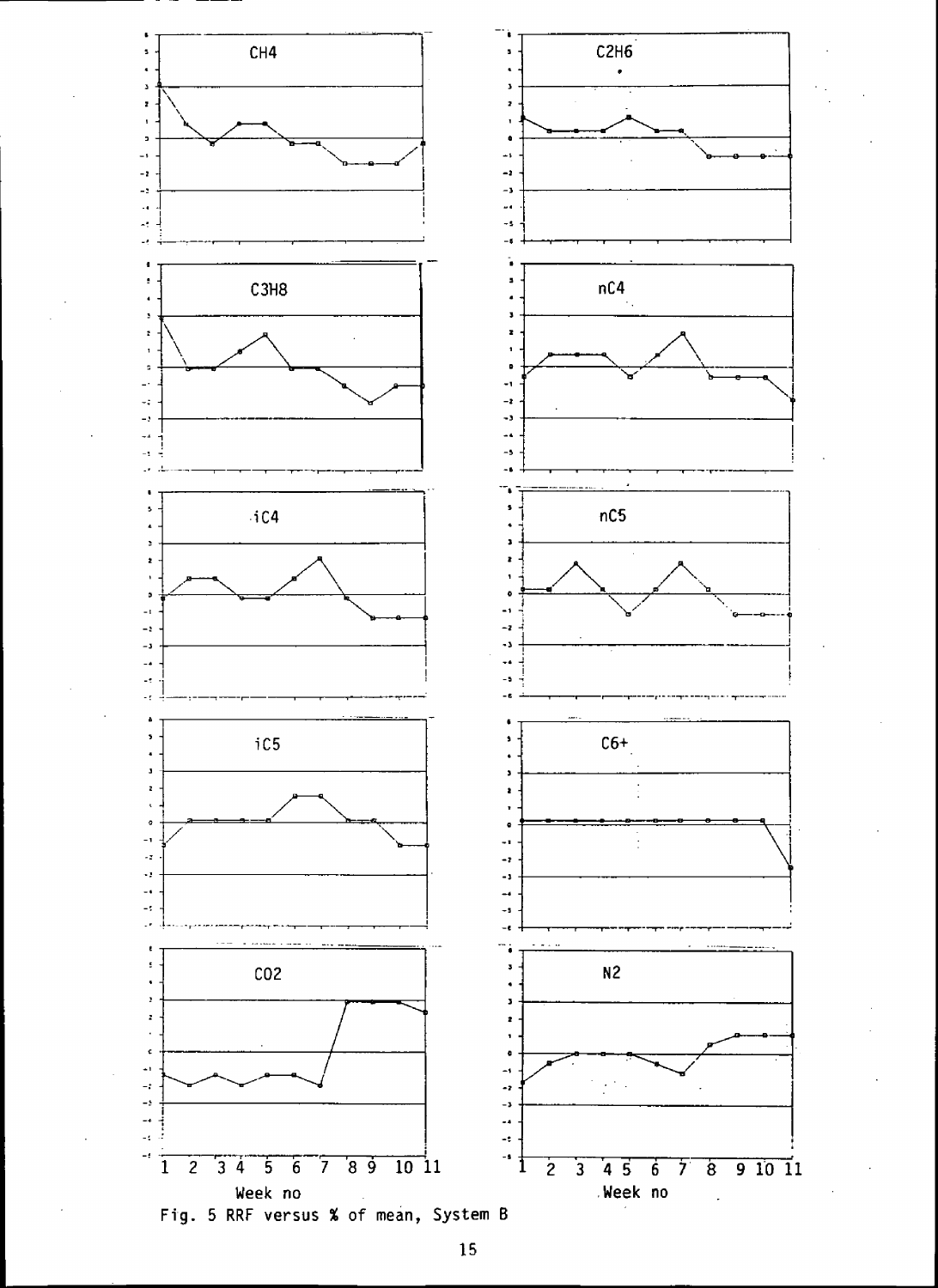Fig. 5 RRF versus % of mean, System B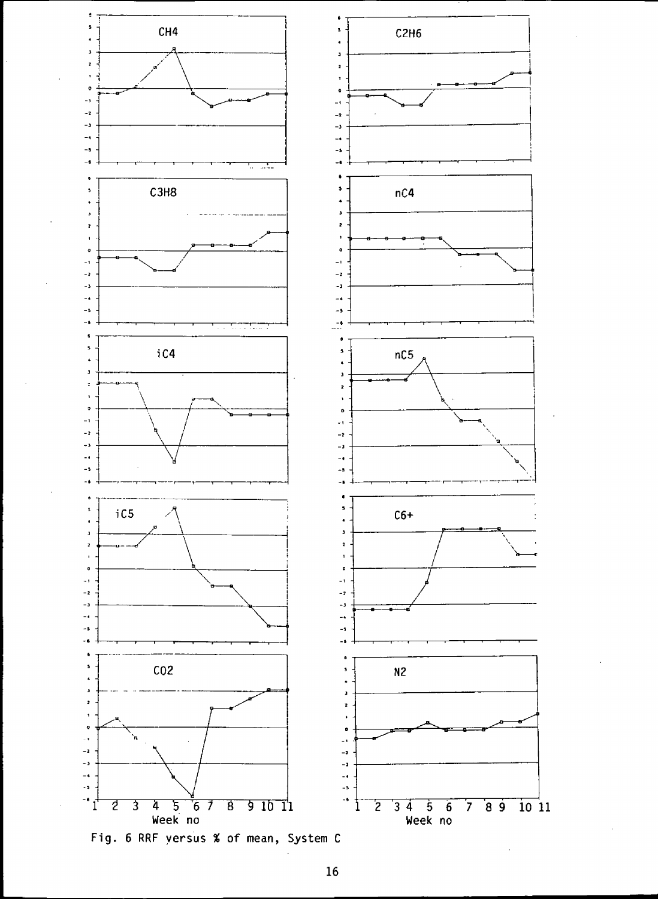Fig. 6 RRF versus % of mean, System C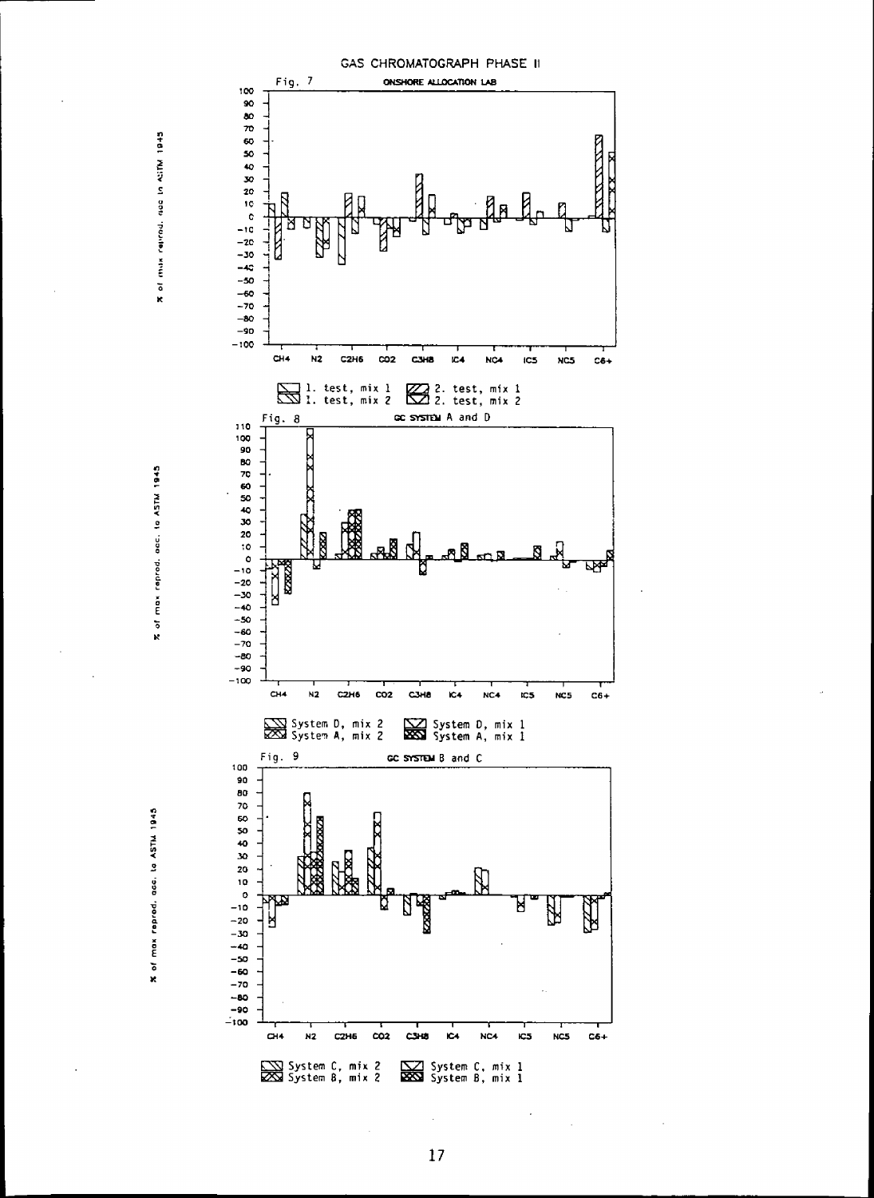GAS CHROMATOGRAPH PHASE II

Fig. 7

ONSHORE ALLOCATION LAB

% of max reprod. acc. to ASTM 1945

CH4 N2 C2H6 CO2 C3H8 IC4 NC4 IC5 NC5 C6+

1. test, mix 1
1. test, mix 2
2. test, mix 1
2. test, mix 2

Fig. 8

GC SYSTEM A and D

% of max reprod. acc. to ASTM 1945

CH4 N2 C2H6 CO2 C3H8 IC4 NC4 IC5 NC5 C6+

System D, mix 2
System A, mix 2
System D, mix 1
System A, mix 1

Fig. 9

GC SYSTEM B and C

% of max reprod. acc. to ASTM 1945

CH4 N2 C2H6 CO2 C3H8 IC4 NC4 IC5 NC5 C6+

System C, mix 2
System B, mix 2
System C, mix 1
System B, mix 1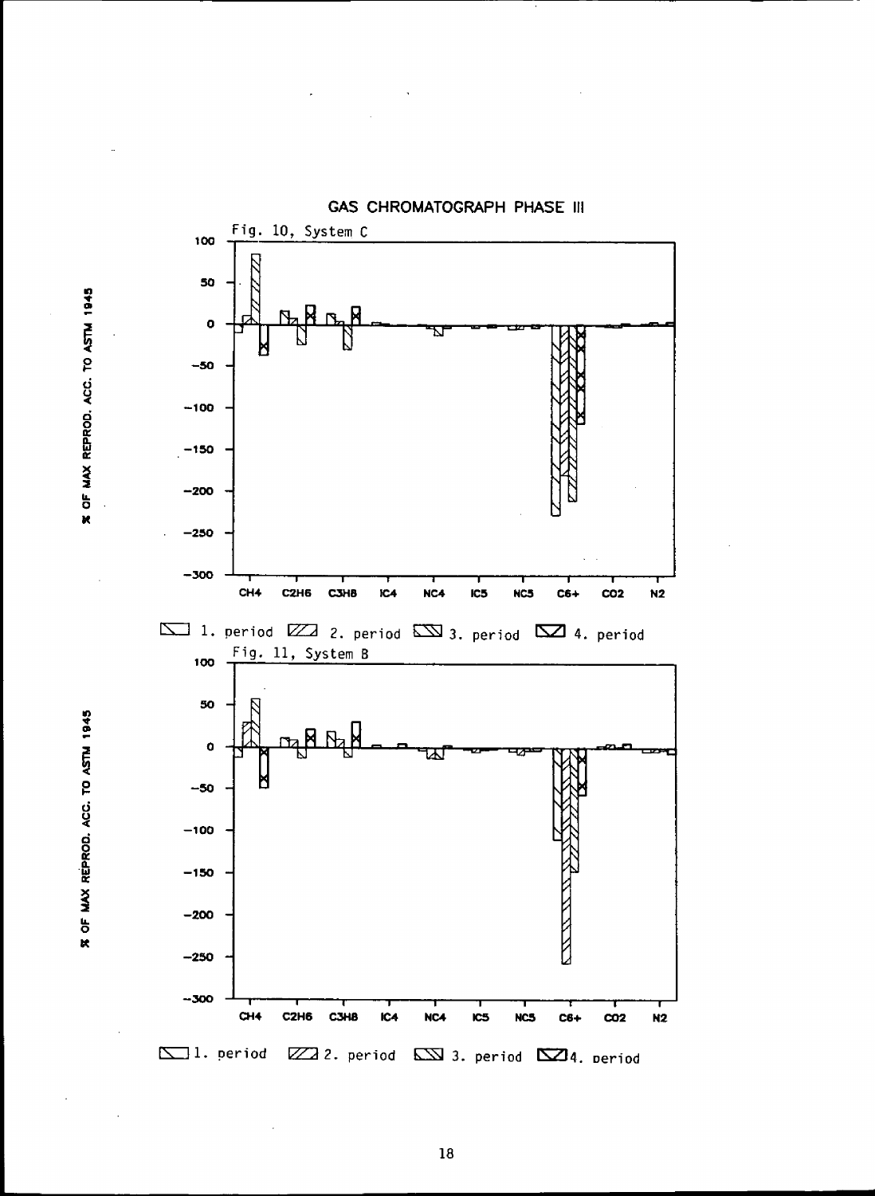## GAS CHROMATOGRAPH PHASE III

Fig. 10, System C

% OF MAX REPROD. ACC. TO ASTM 1945

CH4 C2H6 C3H8 IC4 NC4 IC5 NC5 C6+ CO2 N2

1. period 2. period 3. period 4. period

Fig. 11, System B

% OF MAX REPROD. ACC. TO ASTM 1945

CH4 C2H6 C3H8 IC4 NC4 IC5 NC5 C6+ CO2 N2

1. period 2. period 3. period 4. period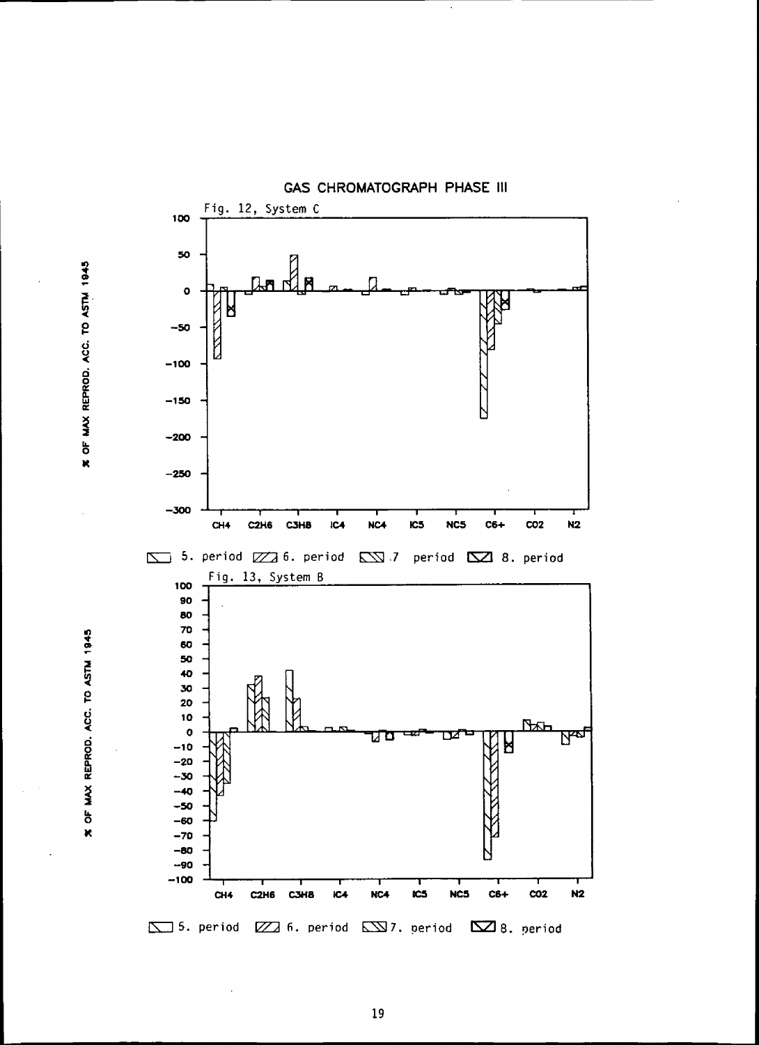GAS CHROMATOGRAPH PHASE III

Fig. 12, System C

% OF MAX REPROD. ACC. TO ASTM 1945

100
50
0
−50
−100
−150
−200
−250
−300

CH4 C2H6 C3H8 IC4 NC4 IC5 NC5 C6+ CO2 N2

5. period 6. period 7 period 8. period

Fig. 13, System B

% OF MAX REPROD. ACC. TO ASTM 1945

100
90
80
70
60
50
40
30
20
10
0
−10
−20
−30
−40
−50
−60
−70
−80
−90
−100

CH4 C2H6 C3H8 IC4 NC4 IC5 NC5 C6+ CO2 N2

5. period 6. period 7. period 8. period